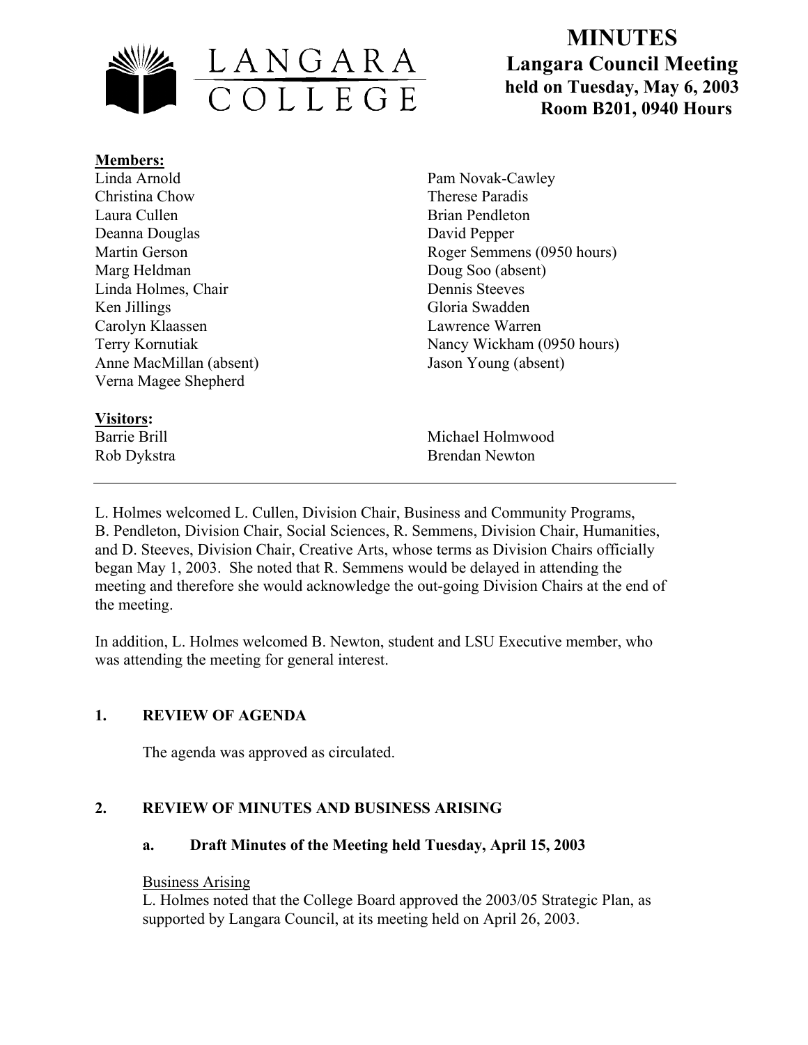# MINUTES

**Langara Council Meeting**
**held on Tuesday, May 6, 2003**
**Room B201, 0940 Hours**

**Members:**

Linda Arnold
Christina Chow
Laura Cullen
Deanna Douglas
Martin Gerson
Marg Heldman
Linda Holmes, Chair
Ken Jillings
Carolyn Klaassen
Terry Kornutiak
Anne MacMillan (absent)
Verna Magee Shepherd
Pam Novak-Cawley
Therese Paradis
Brian Pendleton
David Pepper
Roger Semmens (0950 hours)
Doug Soo (absent)
Dennis Steeves
Gloria Swadden
Lawrence Warren
Nancy Wickham (0950 hours)
Jason Young (absent)

**Visitors:**

Barrie Brill
Rob Dykstra
Michael Holmwood
Brendan Newton

---

L. Holmes welcomed L. Cullen, Division Chair, Business and Community Programs, B. Pendleton, Division Chair, Social Sciences, R. Semmens, Division Chair, Humanities, and D. Steeves, Division Chair, Creative Arts, whose terms as Division Chairs officially began May 1, 2003. She noted that R. Semmens would be delayed in attending the meeting and therefore she would acknowledge the out-going Division Chairs at the end of the meeting.

In addition, L. Holmes welcomed B. Newton, student and LSU Executive member, who was attending the meeting for general interest.

## 1. REVIEW OF AGENDA

The agenda was approved as circulated.

## 2. REVIEW OF MINUTES AND BUSINESS ARISING

### a. Draft Minutes of the Meeting held Tuesday, April 15, 2003

Business Arising

L. Holmes noted that the College Board approved the 2003/05 Strategic Plan, as supported by Langara Council, at its meeting held on April 26, 2003.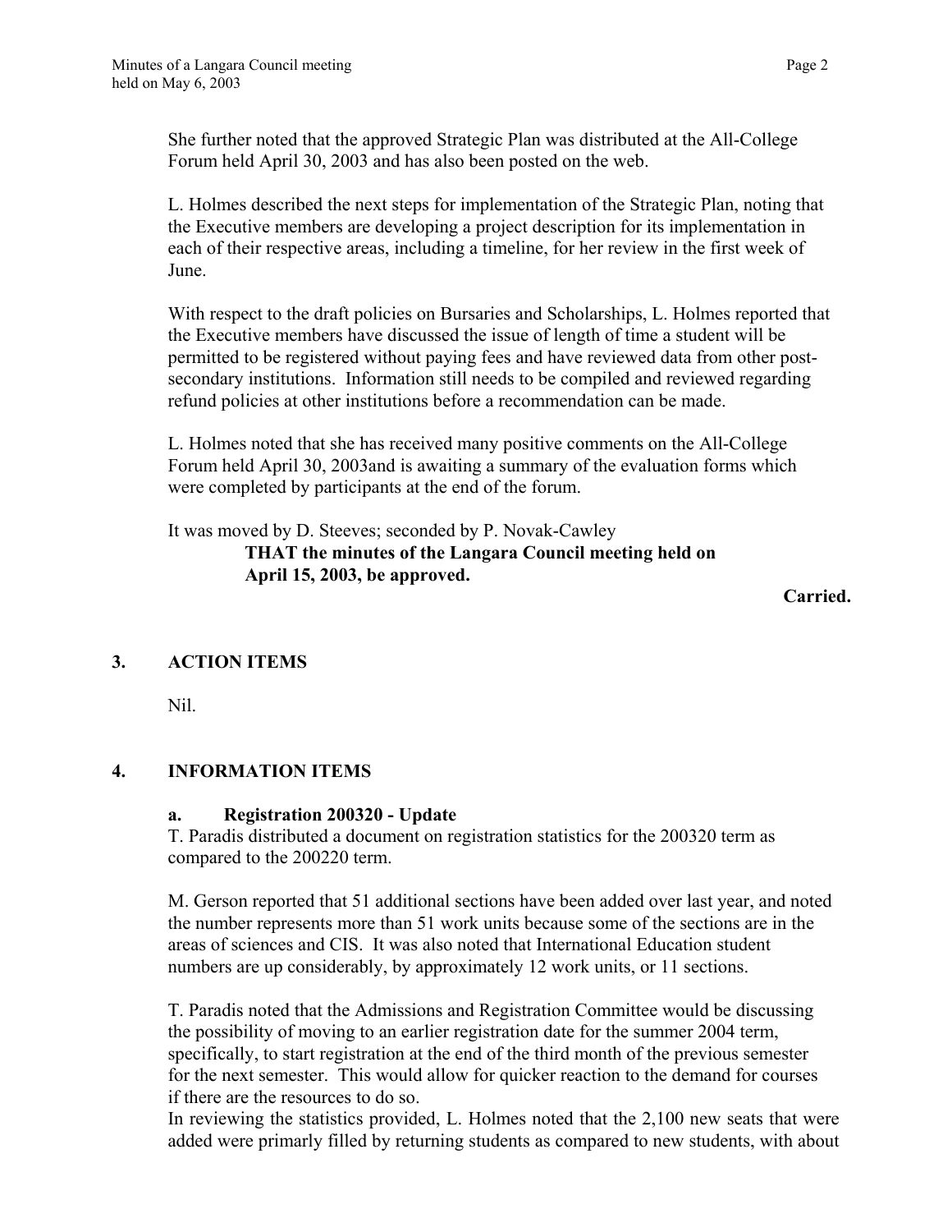She further noted that the approved Strategic Plan was distributed at the All-College Forum held April 30, 2003 and has also been posted on the web.

L. Holmes described the next steps for implementation of the Strategic Plan, noting that the Executive members are developing a project description for its implementation in each of their respective areas, including a timeline, for her review in the first week of June.

With respect to the draft policies on Bursaries and Scholarships, L. Holmes reported that the Executive members have discussed the issue of length of time a student will be permitted to be registered without paying fees and have reviewed data from other post-secondary institutions. Information still needs to be compiled and reviewed regarding refund policies at other institutions before a recommendation can be made.

L. Holmes noted that she has received many positive comments on the All-College Forum held April 30, 2003and is awaiting a summary of the evaluation forms which were completed by participants at the end of the forum.

It was moved by D. Steeves; seconded by P. Novak-Cawley

> **THAT the minutes of the Langara Council meeting held on April 15, 2003, be approved.**

**Carried.**

## 3. ACTION ITEMS

Nil.

## 4. INFORMATION ITEMS

### a. Registration 200320 - Update

T. Paradis distributed a document on registration statistics for the 200320 term as compared to the 200220 term.

M. Gerson reported that 51 additional sections have been added over last year, and noted the number represents more than 51 work units because some of the sections are in the areas of sciences and CIS. It was also noted that International Education student numbers are up considerably, by approximately 12 work units, or 11 sections.

T. Paradis noted that the Admissions and Registration Committee would be discussing the possibility of moving to an earlier registration date for the summer 2004 term, specifically, to start registration at the end of the third month of the previous semester for the next semester. This would allow for quicker reaction to the demand for courses if there are the resources to do so.

In reviewing the statistics provided, L. Holmes noted that the 2,100 new seats that were added were primarily filled by returning students as compared to new students, with about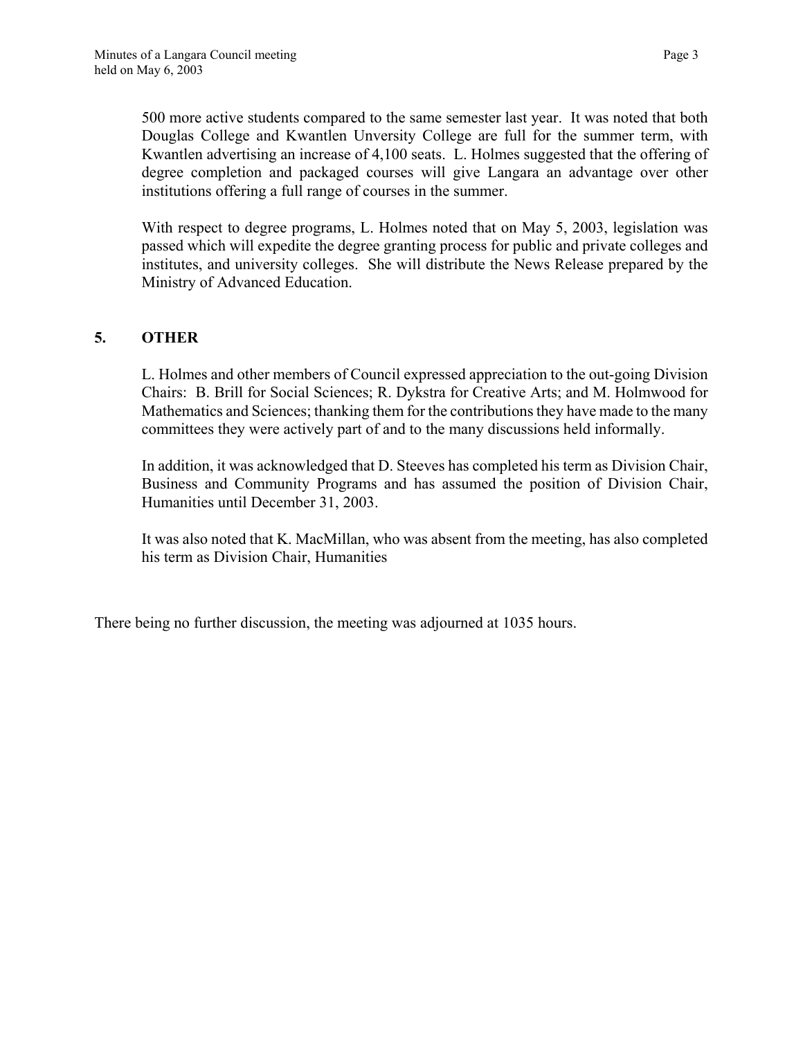500 more active students compared to the same semester last year. It was noted that both Douglas College and Kwantlen Unversity College are full for the summer term, with Kwantlen advertising an increase of 4,100 seats. L. Holmes suggested that the offering of degree completion and packaged courses will give Langara an advantage over other institutions offering a full range of courses in the summer.

With respect to degree programs, L. Holmes noted that on May 5, 2003, legislation was passed which will expedite the degree granting process for public and private colleges and institutes, and university colleges. She will distribute the News Release prepared by the Ministry of Advanced Education.

## 5. OTHER

L. Holmes and other members of Council expressed appreciation to the out-going Division Chairs: B. Brill for Social Sciences; R. Dykstra for Creative Arts; and M. Holmwood for Mathematics and Sciences; thanking them for the contributions they have made to the many committees they were actively part of and to the many discussions held informally.

In addition, it was acknowledged that D. Steeves has completed his term as Division Chair, Business and Community Programs and has assumed the position of Division Chair, Humanities until December 31, 2003.

It was also noted that K. MacMillan, who was absent from the meeting, has also completed his term as Division Chair, Humanities

There being no further discussion, the meeting was adjourned at 1035 hours.